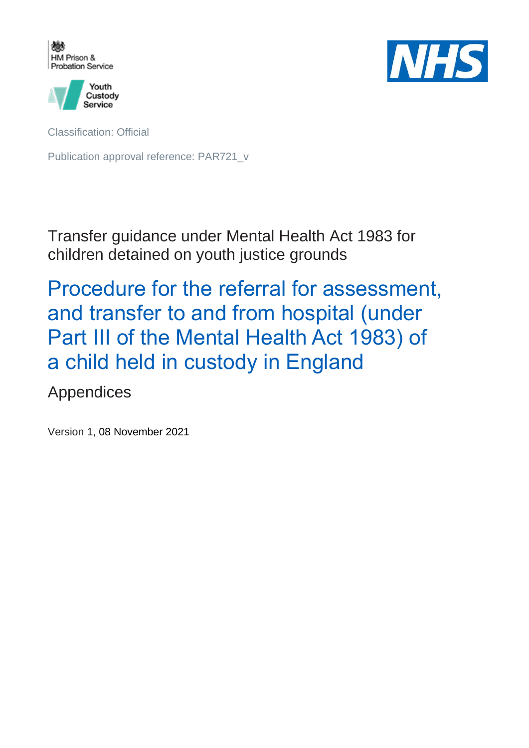HM Prison & Probation Service

Youth Custody Service

NHS

Classification: Official

Publication approval reference: PAR721_v

Transfer guidance under Mental Health Act 1983 for children detained on youth justice grounds

# Procedure for the referral for assessment, and transfer to and from hospital (under Part III of the Mental Health Act 1983) of a child held in custody in England

## Appendices

Version 1, 08 November 2021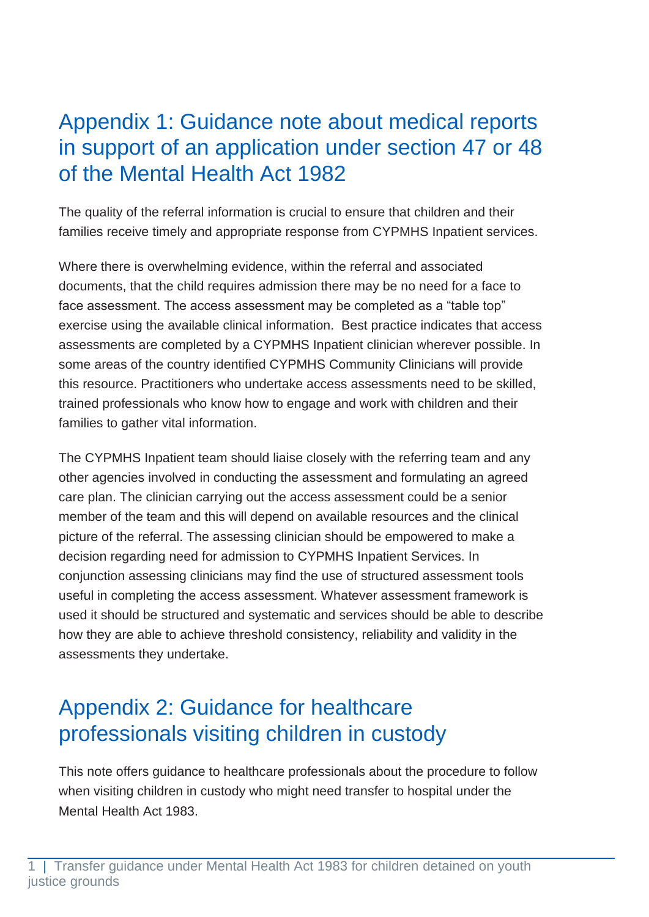## Appendix 1: Guidance note about medical reports in support of an application under section 47 or 48 of the Mental Health Act 1982

The quality of the referral information is crucial to ensure that children and their families receive timely and appropriate response from CYPMHS Inpatient services.

Where there is overwhelming evidence, within the referral and associated documents, that the child requires admission there may be no need for a face to face assessment. The access assessment may be completed as a "table top" exercise using the available clinical information.  Best practice indicates that access assessments are completed by a CYPMHS Inpatient clinician wherever possible. In some areas of the country identified CYPMHS Community Clinicians will provide this resource. Practitioners who undertake access assessments need to be skilled, trained professionals who know how to engage and work with children and their families to gather vital information.

The CYPMHS Inpatient team should liaise closely with the referring team and any other agencies involved in conducting the assessment and formulating an agreed care plan. The clinician carrying out the access assessment could be a senior member of the team and this will depend on available resources and the clinical picture of the referral. The assessing clinician should be empowered to make a decision regarding need for admission to CYPMHS Inpatient Services. In conjunction assessing clinicians may find the use of structured assessment tools useful in completing the access assessment. Whatever assessment framework is used it should be structured and systematic and services should be able to describe how they are able to achieve threshold consistency, reliability and validity in the assessments they undertake.

## Appendix 2: Guidance for healthcare professionals visiting children in custody

This note offers guidance to healthcare professionals about the procedure to follow when visiting children in custody who might need transfer to hospital under the Mental Health Act 1983.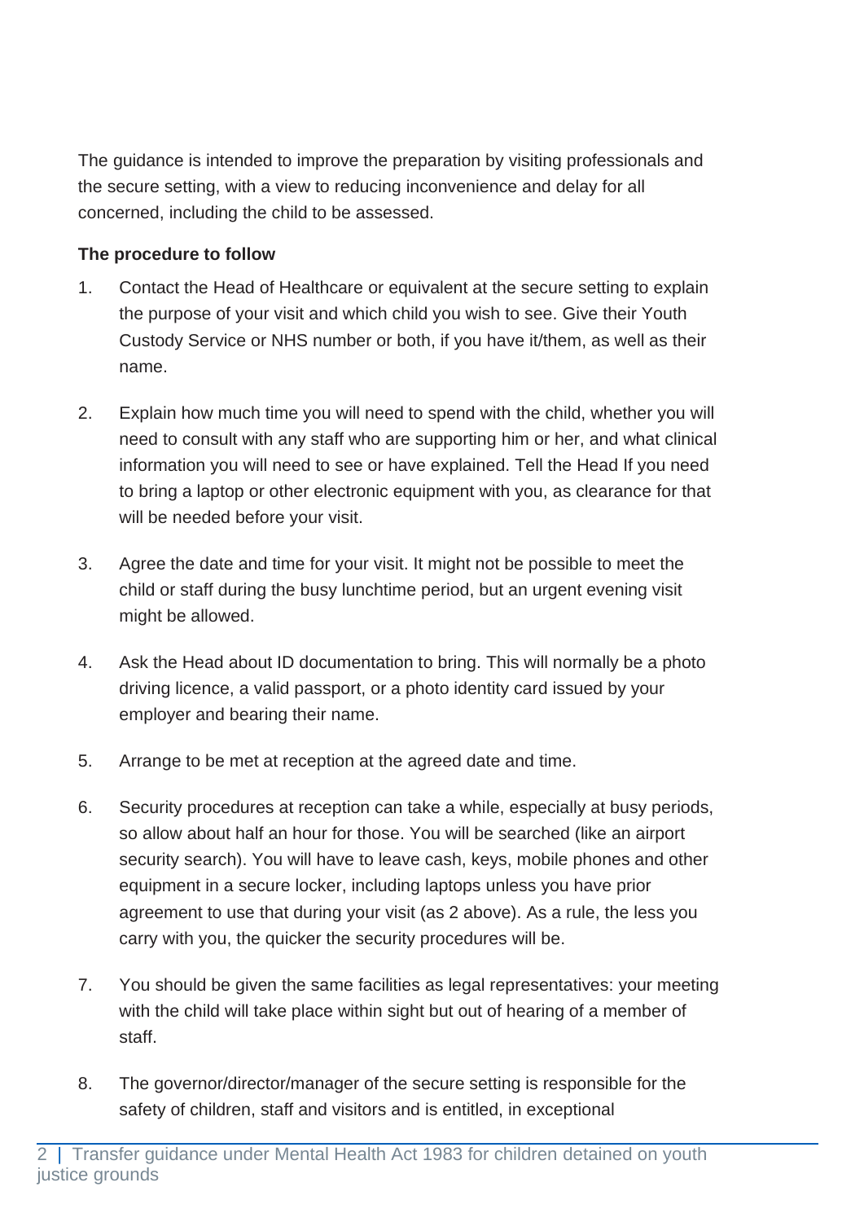The guidance is intended to improve the preparation by visiting professionals and the secure setting, with a view to reducing inconvenience and delay for all concerned, including the child to be assessed.

**The procedure to follow**

1. Contact the Head of Healthcare or equivalent at the secure setting to explain the purpose of your visit and which child you wish to see. Give their Youth Custody Service or NHS number or both, if you have it/them, as well as their name.

2. Explain how much time you will need to spend with the child, whether you will need to consult with any staff who are supporting him or her, and what clinical information you will need to see or have explained. Tell the Head If you need to bring a laptop or other electronic equipment with you, as clearance for that will be needed before your visit.

3. Agree the date and time for your visit. It might not be possible to meet the child or staff during the busy lunchtime period, but an urgent evening visit might be allowed.

4. Ask the Head about ID documentation to bring. This will normally be a photo driving licence, a valid passport, or a photo identity card issued by your employer and bearing their name.

5. Arrange to be met at reception at the agreed date and time.

6. Security procedures at reception can take a while, especially at busy periods, so allow about half an hour for those. You will be searched (like an airport security search). You will have to leave cash, keys, mobile phones and other equipment in a secure locker, including laptops unless you have prior agreement to use that during your visit (as 2 above). As a rule, the less you carry with you, the quicker the security procedures will be.

7. You should be given the same facilities as legal representatives: your meeting with the child will take place within sight but out of hearing of a member of staff.

8. The governor/director/manager of the secure setting is responsible for the safety of children, staff and visitors and is entitled, in exceptional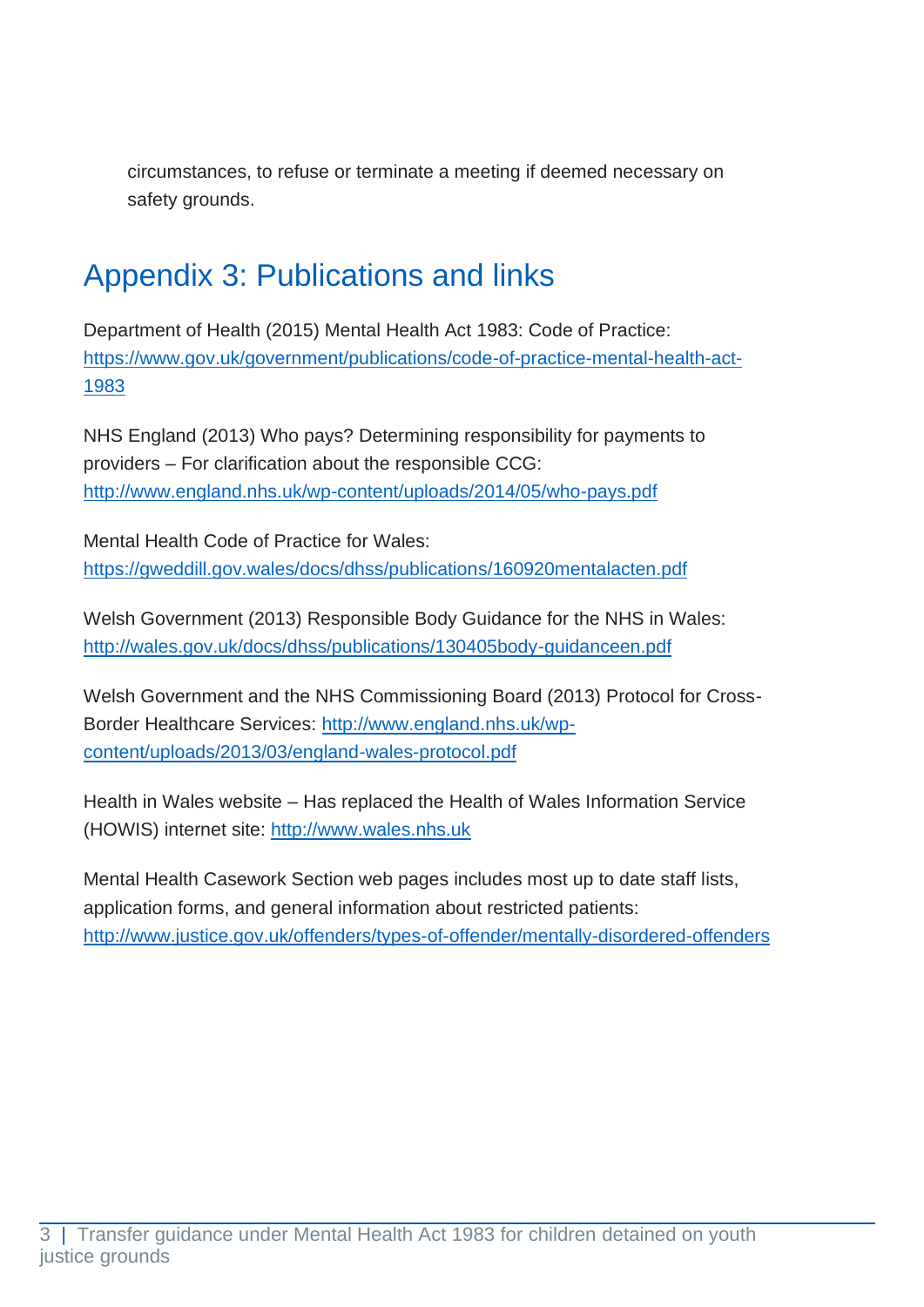circumstances, to refuse or terminate a meeting if deemed necessary on safety grounds.

## Appendix 3: Publications and links

Department of Health (2015) Mental Health Act 1983: Code of Practice: https://www.gov.uk/government/publications/code-of-practice-mental-health-act-1983

NHS England (2013) Who pays? Determining responsibility for payments to providers – For clarification about the responsible CCG: http://www.england.nhs.uk/wp-content/uploads/2014/05/who-pays.pdf

Mental Health Code of Practice for Wales: https://gweddill.gov.wales/docs/dhss/publications/160920mentalacten.pdf

Welsh Government (2013) Responsible Body Guidance for the NHS in Wales: http://wales.gov.uk/docs/dhss/publications/130405body-guidanceen.pdf

Welsh Government and the NHS Commissioning Board (2013) Protocol for Cross-Border Healthcare Services: http://www.england.nhs.uk/wp-content/uploads/2013/03/england-wales-protocol.pdf

Health in Wales website – Has replaced the Health of Wales Information Service (HOWIS) internet site: http://www.wales.nhs.uk

Mental Health Casework Section web pages includes most up to date staff lists, application forms, and general information about restricted patients: http://www.justice.gov.uk/offenders/types-of-offender/mentally-disordered-offenders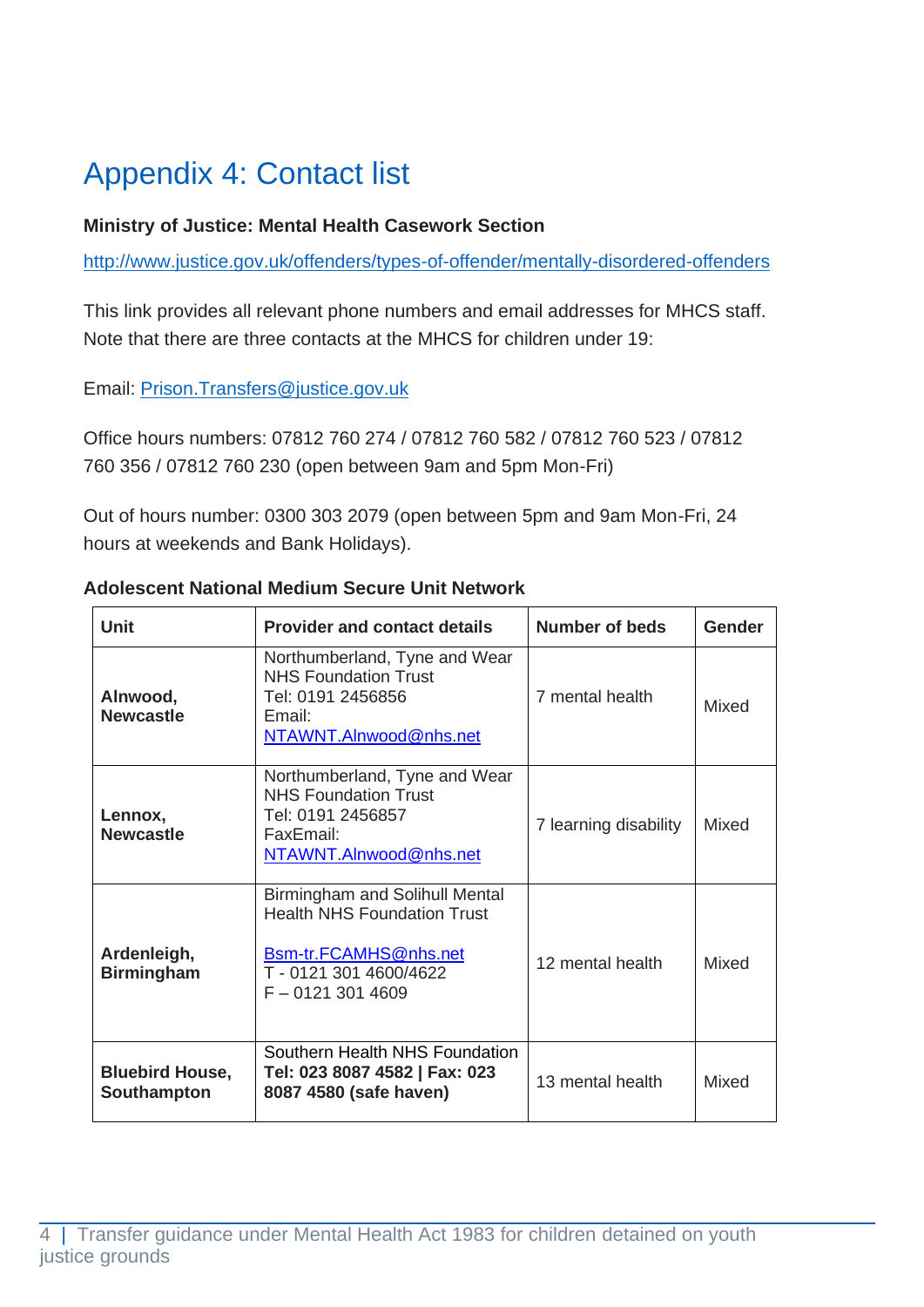# Appendix 4: Contact list

**Ministry of Justice: Mental Health Casework Section**

http://www.justice.gov.uk/offenders/types-of-offender/mentally-disordered-offenders

This link provides all relevant phone numbers and email addresses for MHCS staff. Note that there are three contacts at the MHCS for children under 19:

Email: Prison.Transfers@justice.gov.uk

Office hours numbers: 07812 760 274 / 07812 760 582 / 07812 760 523 / 07812 760 356 / 07812 760 230 (open between 9am and 5pm Mon-Fri)

Out of hours number: 0300 303 2079 (open between 5pm and 9am Mon-Fri, 24 hours at weekends and Bank Holidays).

**Adolescent National Medium Secure Unit Network**

| Unit | Provider and contact details | Number of beds | Gender |
|---|---|---|---|
| **Alnwood, Newcastle** | Northumberland, Tyne and Wear NHS Foundation Trust<br>Tel: 0191 2456856<br>Email:<br>NTAWNT.Alnwood@nhs.net | 7 mental health | Mixed |
| **Lennox, Newcastle** | Northumberland, Tyne and Wear NHS Foundation Trust<br>Tel: 0191 2456857<br>FaxEmail:<br>NTAWNT.Alnwood@nhs.net | 7 learning disability | Mixed |
| **Ardenleigh, Birmingham** | Birmingham and Solihull Mental Health NHS Foundation Trust<br><br>Bsm-tr.FCAMHS@nhs.net<br>T - 0121 301 4600/4622<br>F – 0121 301 4609 | 12 mental health | Mixed |
| **Bluebird House, Southampton** | Southern Health NHS Foundation<br>**Tel: 023 8087 4582 \| Fax: 023 8087 4580 (safe haven)** | 13 mental health | Mixed |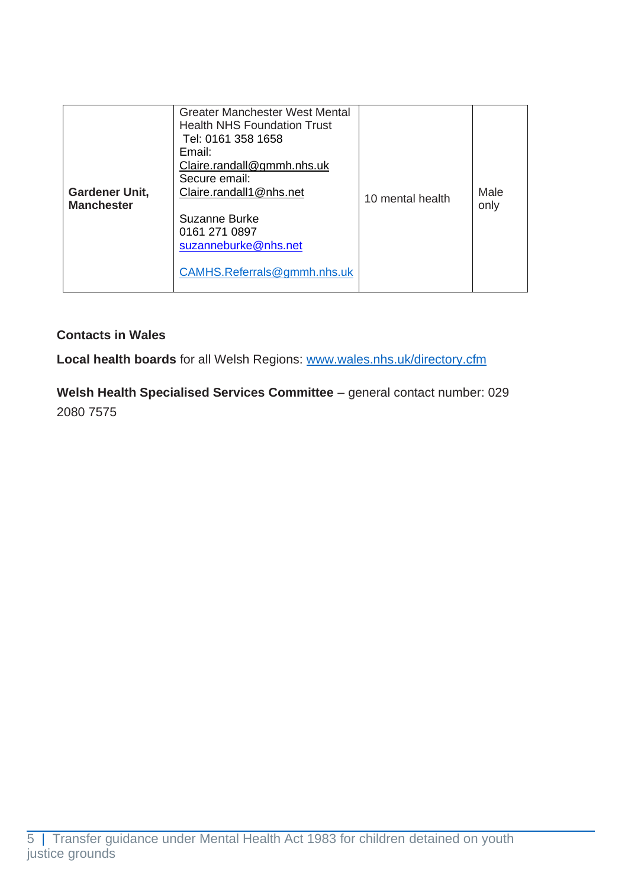| | | | |
|---|---|---|---|
| **Gardener Unit, Manchester** | Greater Manchester West Mental Health NHS Foundation Trust<br>Tel: 0161 358 1658<br>Email:<br>Claire.randall@gmmh.nhs.uk<br>Secure email:<br>Claire.randall1@nhs.net<br><br>Suzanne Burke<br>0161 271 0897<br>suzanneburke@nhs.net<br><br>CAMHS.Referrals@gmmh.nhs.uk | 10 mental health | Male only |

**Contacts in Wales**

**Local health boards** for all Welsh Regions: www.wales.nhs.uk/directory.cfm

**Welsh Health Specialised Services Committee** – general contact number: 029 2080 7575